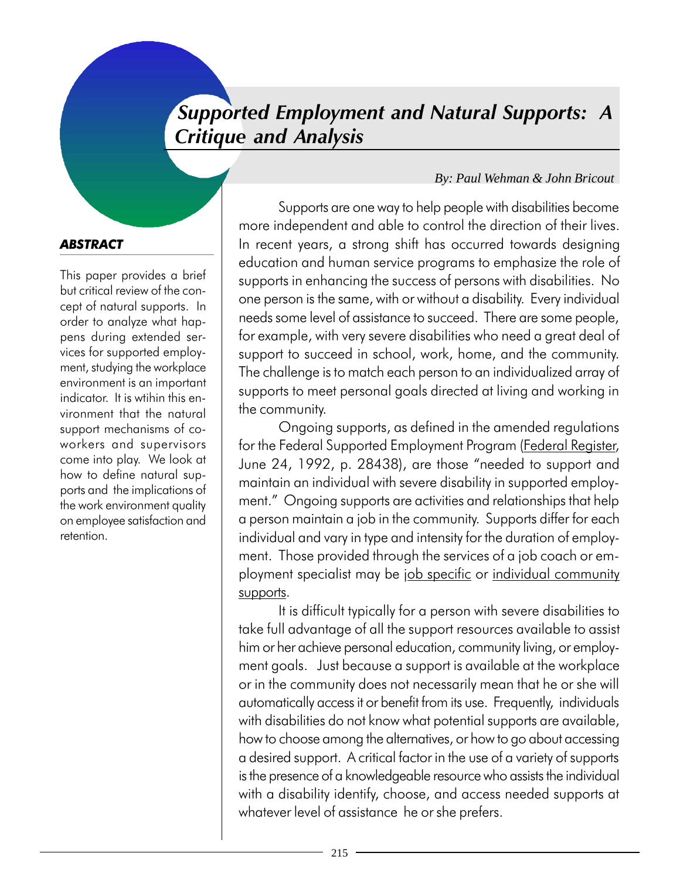# Supported Employment and Natural Supports: A Critique and Analysis

*By: Paul Wehman & John Bricout*

***ABSTRACT***

This paper provides a brief but critical review of the concept of natural supports. In order to analyze what happens during extended services for supported employment, studying the workplace environment is an important indicator. It is wtihin this environment that the natural support mechanisms of co-workers and supervisors come into play. We look at how to define natural supports and the implications of the work environment quality on employee satisfaction and retention.

Supports are one way to help people with disabilities become more independent and able to control the direction of their lives. In recent years, a strong shift has occurred towards designing education and human service programs to emphasize the role of supports in enhancing the success of persons with disabilities. No one person is the same, with or without a disability. Every individual needs some level of assistance to succeed. There are some people, for example, with very severe disabilities who need a great deal of support to succeed in school, work, home, and the community. The challenge is to match each person to an individualized array of supports to meet personal goals directed at living and working in the community.

Ongoing supports, as defined in the amended regulations for the Federal Supported Employment Program (Federal Register, June 24, 1992, p. 28438), are those "needed to support and maintain an individual with severe disability in supported employment." Ongoing supports are activities and relationships that help a person maintain a job in the community. Supports differ for each individual and vary in type and intensity for the duration of employment. Those provided through the services of a job coach or employment specialist may be job specific or individual community supports.

It is difficult typically for a person with severe disabilities to take full advantage of all the support resources available to assist him or her achieve personal education, community living, or employment goals. Just because a support is available at the workplace or in the community does not necessarily mean that he or she will automatically access it or benefit from its use. Frequently, individuals with disabilities do not know what potential supports are available, how to choose among the alternatives, or how to go about accessing a desired support. A critical factor in the use of a variety of supports is the presence of a knowledgeable resource who assists the individual with a disability identify, choose, and access needed supports at whatever level of assistance he or she prefers.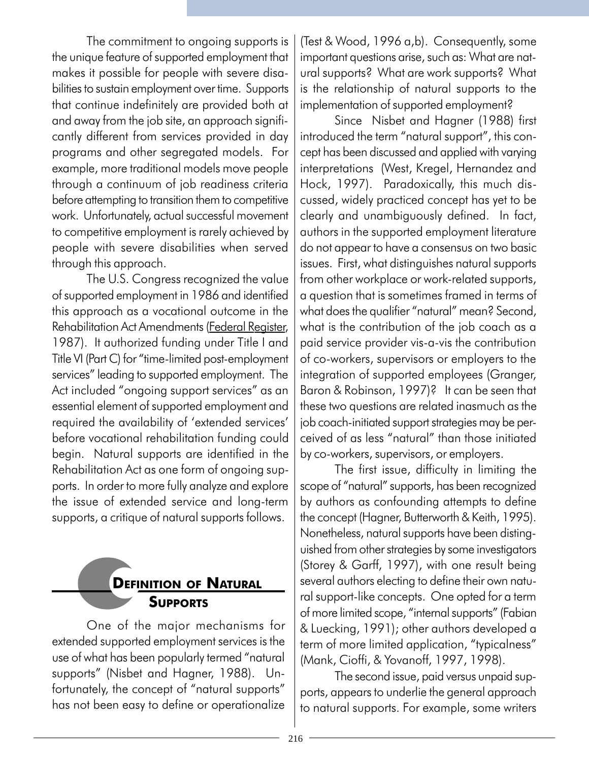The commitment to ongoing supports is the unique feature of supported employment that makes it possible for people with severe disabilities to sustain employment over time. Supports that continue indefinitely are provided both at and away from the job site, an approach significantly different from services provided in day programs and other segregated models. For example, more traditional models move people through a continuum of job readiness criteria before attempting to transition them to competitive work. Unfortunately, actual successful movement to competitive employment is rarely achieved by people with severe disabilities when served through this approach.

The U.S. Congress recognized the value of supported employment in 1986 and identified this approach as a vocational outcome in the Rehabilitation Act Amendments (Federal Register, 1987). It authorized funding under Title I and Title VI (Part C) for "time-limited post-employment services" leading to supported employment. The Act included "ongoing support services" as an essential element of supported employment and required the availability of 'extended services' before vocational rehabilitation funding could begin. Natural supports are identified in the Rehabilitation Act as one form of ongoing supports. In order to more fully analyze and explore the issue of extended service and long-term supports, a critique of natural supports follows.

## DEFINITION OF NATURAL SUPPORTS

One of the major mechanisms for extended supported employment services is the use of what has been popularly termed "natural supports" (Nisbet and Hagner, 1988). Unfortunately, the concept of "natural supports" has not been easy to define or operationalize (Test & Wood, 1996 a,b). Consequently, some important questions arise, such as: What are natural supports? What are work supports? What is the relationship of natural supports to the implementation of supported employment?

Since Nisbet and Hagner (1988) first introduced the term "natural support", this concept has been discussed and applied with varying interpretations (West, Kregel, Hernandez and Hock, 1997). Paradoxically, this much discussed, widely practiced concept has yet to be clearly and unambiguously defined. In fact, authors in the supported employment literature do not appear to have a consensus on two basic issues. First, what distinguishes natural supports from other workplace or work-related supports, a question that is sometimes framed in terms of what does the qualifier "natural" mean? Second, what is the contribution of the job coach as a paid service provider vis-a-vis the contribution of co-workers, supervisors or employers to the integration of supported employees (Granger, Baron & Robinson, 1997)? It can be seen that these two questions are related inasmuch as the job coach-initiated support strategies may be perceived of as less "natural" than those initiated by co-workers, supervisors, or employers.

The first issue, difficulty in limiting the scope of "natural" supports, has been recognized by authors as confounding attempts to define the concept (Hagner, Butterworth & Keith, 1995). Nonetheless, natural supports have been distinguished from other strategies by some investigators (Storey & Garff, 1997), with one result being several authors electing to define their own natural support-like concepts. One opted for a term of more limited scope, "internal supports" (Fabian & Luecking, 1991); other authors developed a term of more limited application, "typicalness" (Mank, Cioffi, & Yovanoff, 1997, 1998).

The second issue, paid versus unpaid supports, appears to underlie the general approach to natural supports. For example, some writers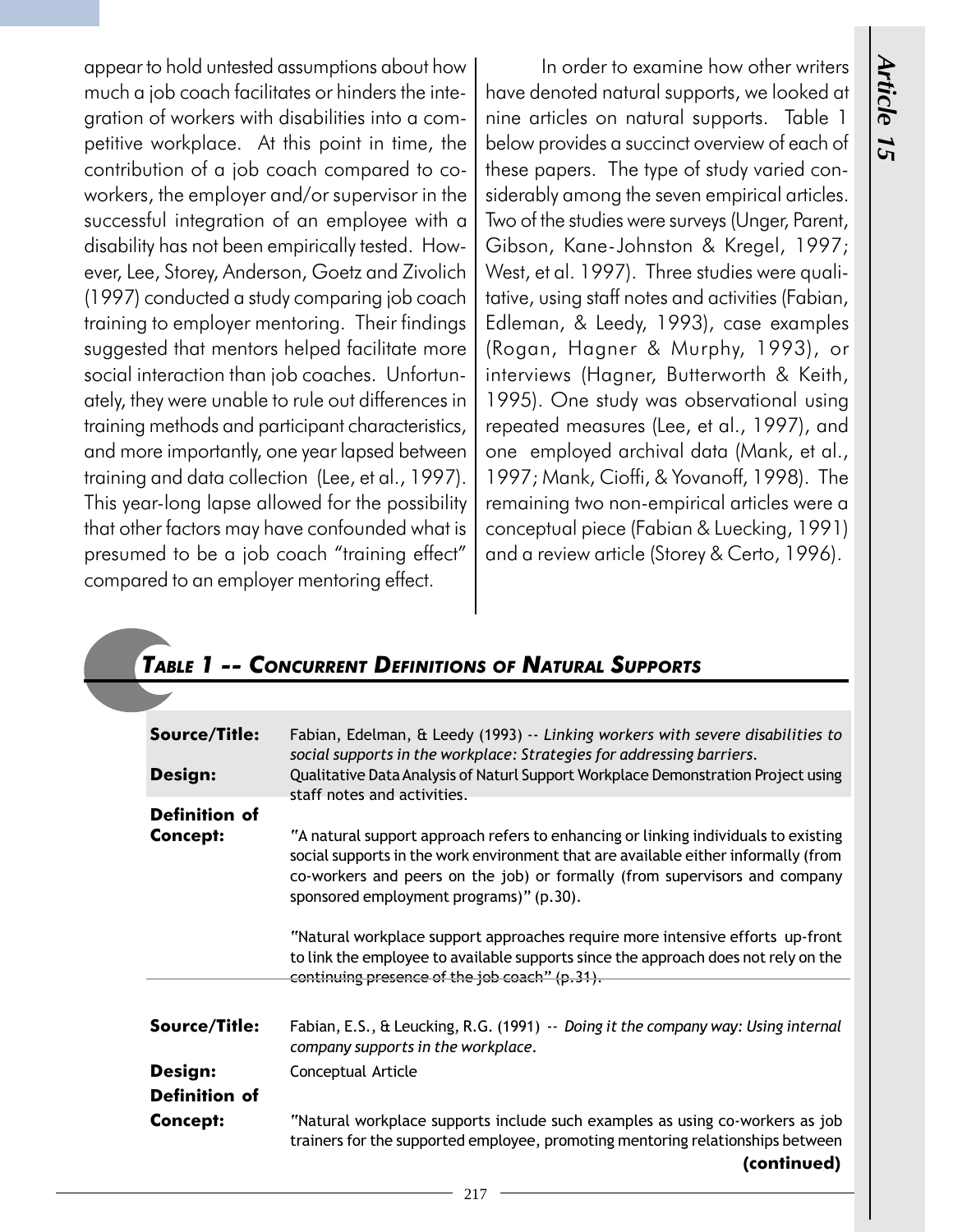appear to hold untested assumptions about how much a job coach facilitates or hinders the integration of workers with disabilities into a competitive workplace. At this point in time, the contribution of a job coach compared to co-workers, the employer and/or supervisor in the successful integration of an employee with a disability has not been empirically tested. However, Lee, Storey, Anderson, Goetz and Zivolich (1997) conducted a study comparing job coach training to employer mentoring. Their findings suggested that mentors helped facilitate more social interaction than job coaches. Unfortunately, they were unable to rule out differences in training methods and participant characteristics, and more importantly, one year lapsed between training and data collection (Lee, et al., 1997). This year-long lapse allowed for the possibility that other factors may have confounded what is presumed to be a job coach "training effect" compared to an employer mentoring effect.

In order to examine how other writers have denoted natural supports, we looked at nine articles on natural supports. Table 1 below provides a succinct overview of each of these papers. The type of study varied considerably among the seven empirical articles. Two of the studies were surveys (Unger, Parent, Gibson, Kane-Johnston & Kregel, 1997; West, et al. 1997). Three studies were qualitative, using staff notes and activities (Fabian, Edleman, & Leedy, 1993), case examples (Rogan, Hagner & Murphy, 1993), or interviews (Hagner, Butterworth & Keith, 1995). One study was observational using repeated measures (Lee, et al., 1997), and one employed archival data (Mank, et al., 1997; Mank, Cioffi, & Yovanoff, 1998). The remaining two non-empirical articles were a conceptual piece (Fabian & Luecking, 1991) and a review article (Storey & Certo, 1996).

## *Table 1 -- Concurrent Definitions of Natural Supports*

| | |
|---|---|
| **Source/Title:** | Fabian, Edelman, & Leedy (1993) -- *Linking workers with severe disabilities to social supports in the workplace: Strategies for addressing barriers.* |
| **Design:** | Qualitative Data Analysis of Naturl Support Workplace Demonstration Project using staff notes and activities. |
| **Definition of Concept:** | "A natural support approach refers to enhancing or linking individuals to existing social supports in the work environment that are available either informally (from co-workers and peers on the job) or formally (from supervisors and company sponsored employment programs)" (p.30).<br><br>"Natural workplace support approaches require more intensive efforts up-front to link the employee to available supports since the approach does not rely on the continuing presence of the job coach" (p.31). |
| **Source/Title:** | Fabian, E.S., & Leucking, R.G. (1991) -- *Doing it the company way: Using internal company supports in the workplace.* |
| **Design:** | Conceptual Article |
| **Definition of Concept:** | "Natural workplace supports include such examples as using co-workers as job trainers for the supported employee, promoting mentoring relationships between **(continued)** |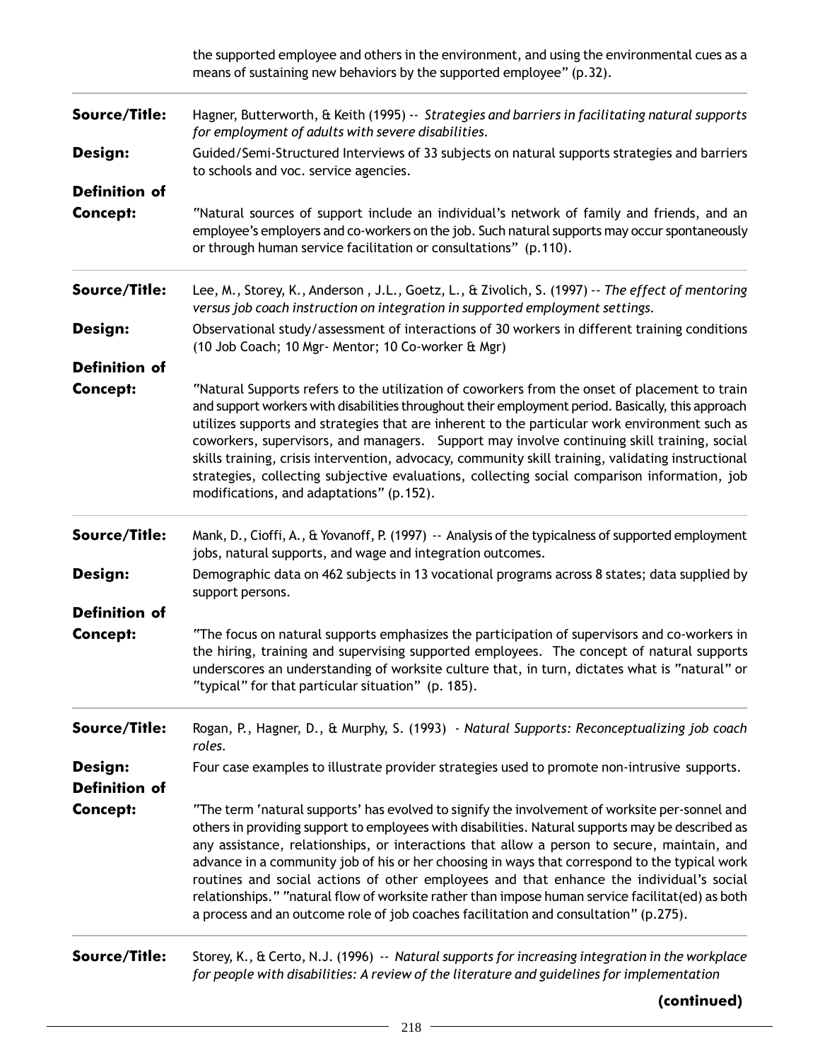the supported employee and others in the environment, and using the environmental cues as a means of sustaining new behaviors by the supported employee" (p.32).

---

**Source/Title:** Hagner, Butterworth, & Keith (1995) -- *Strategies and barriers in facilitating natural supports for employment of adults with severe disabilities.*

**Design:** Guided/Semi-Structured Interviews of 33 subjects on natural supports strategies and barriers to schools and voc. service agencies.

**Definition of Concept:** "Natural sources of support include an individual's network of family and friends, and an employee's employers and co-workers on the job. Such natural supports may occur spontaneously or through human service facilitation or consultations" (p.110).

---

**Source/Title:** Lee, M., Storey, K., Anderson , J.L., Goetz, L., & Zivolich, S. (1997) -- *The effect of mentoring versus job coach instruction on integration in supported employment settings.*

**Design:** Observational study/assessment of interactions of 30 workers in different training conditions (10 Job Coach; 10 Mgr- Mentor; 10 Co-worker & Mgr)

**Definition of Concept:** "Natural Supports refers to the utilization of coworkers from the onset of placement to train and support workers with disabilities throughout their employment period. Basically, this approach utilizes supports and strategies that are inherent to the particular work environment such as coworkers, supervisors, and managers. Support may involve continuing skill training, social skills training, crisis intervention, advocacy, community skill training, validating instructional strategies, collecting subjective evaluations, collecting social comparison information, job modifications, and adaptations" (p.152).

---

**Source/Title:** Mank, D., Cioffi, A., & Yovanoff, P. (1997) -- Analysis of the typicalness of supported employment jobs, natural supports, and wage and integration outcomes.

**Design:** Demographic data on 462 subjects in 13 vocational programs across 8 states; data supplied by support persons.

**Definition of Concept:** "The focus on natural supports emphasizes the participation of supervisors and co-workers in the hiring, training and supervising supported employees. The concept of natural supports underscores an understanding of worksite culture that, in turn, dictates what is "natural" or "typical" for that particular situation" (p. 185).

---

**Source/Title:** Rogan, P., Hagner, D., & Murphy, S. (1993) - *Natural Supports: Reconceptualizing job coach roles.*

**Design:** Four case examples to illustrate provider strategies used to promote non-intrusive supports.

**Definition of Concept:** "The term 'natural supports' has evolved to signify the involvement of worksite per-sonnel and others in providing support to employees with disabilities. Natural supports may be described as any assistance, relationships, or interactions that allow a person to secure, maintain, and advance in a community job of his or her choosing in ways that correspond to the typical work routines and social actions of other employees and that enhance the individual's social relationships." "natural flow of worksite rather than impose human service facilitat(ed) as both a process and an outcome role of job coaches facilitation and consultation" (p.275).

---

**Source/Title:** Storey, K., & Certo, N.J. (1996) -- *Natural supports for increasing integration in the workplace for people with disabilities: A review of the literature and guidelines for implementation*

**(continued)**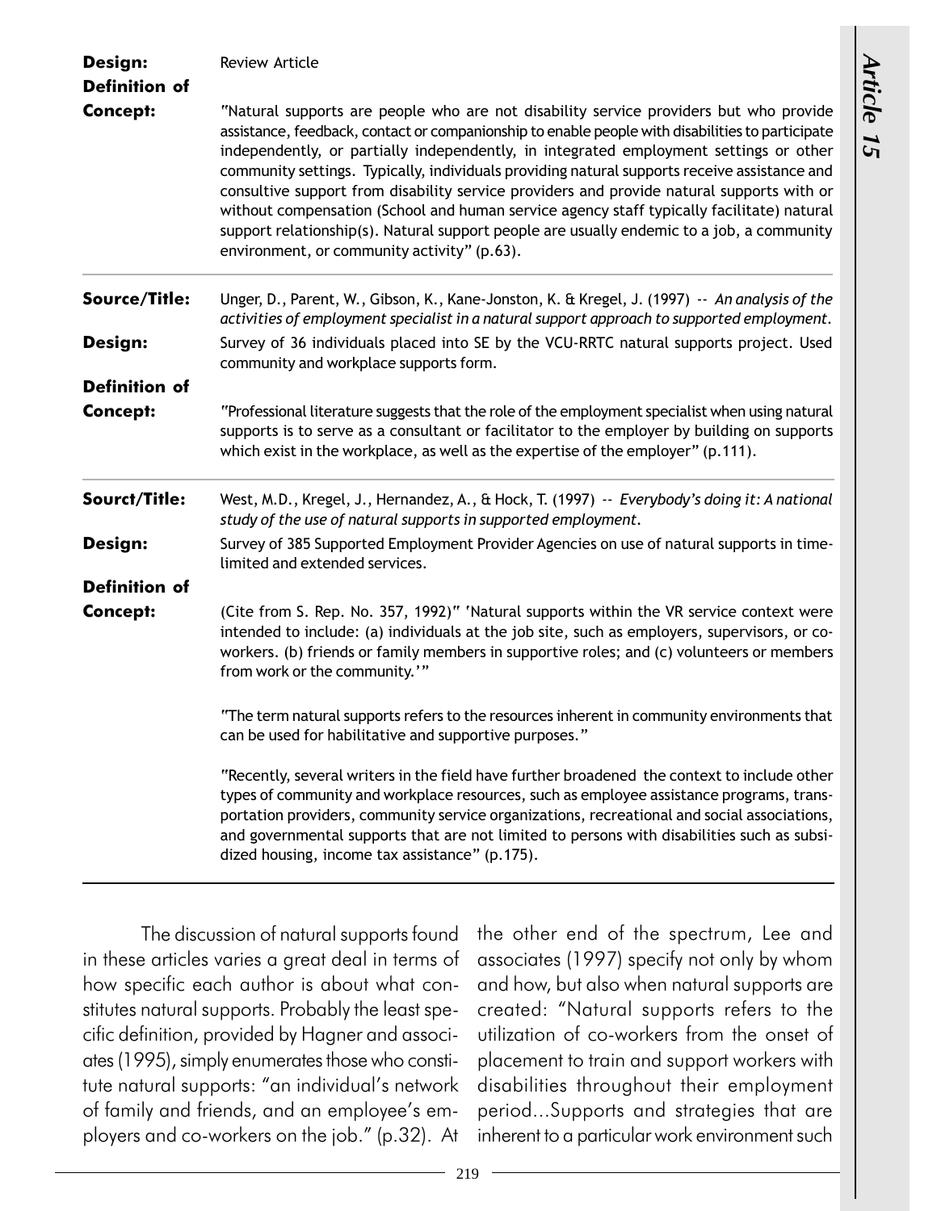**Design:** Review Article

**Definition of Concept:** "Natural supports are people who are not disability service providers but who provide assistance, feedback, contact or companionship to enable people with disabilities to participate independently, or partially independently, in integrated employment settings or other community settings. Typically, individuals providing natural supports receive assistance and consultive support from disability service providers and provide natural supports with or without compensation (School and human service agency staff typically facilitate) natural support relationship(s). Natural support people are usually endemic to a job, a community environment, or community activity" (p.63).

---

**Source/Title:** Unger, D., Parent, W., Gibson, K., Kane-Jonston, K. & Kregel, J. (1997) -- *An analysis of the activities of employment specialist in a natural support approach to supported employment.*

**Design:** Survey of 36 individuals placed into SE by the VCU-RRTC natural supports project. Used community and workplace supports form.

**Definition of Concept:** "Professional literature suggests that the role of the employment specialist when using natural supports is to serve as a consultant or facilitator to the employer by building on supports which exist in the workplace, as well as the expertise of the employer" (p.111).

---

**Sourct/Title:** West, M.D., Kregel, J., Hernandez, A., & Hock, T. (1997) -- *Everybody's doing it: A national study of the use of natural supports in supported employment.*

**Design:** Survey of 385 Supported Employment Provider Agencies on use of natural supports in time-limited and extended services.

**Definition of Concept:** (Cite from S. Rep. No. 357, 1992)" 'Natural supports within the VR service context were intended to include: (a) individuals at the job site, such as employers, supervisors, or co-workers. (b) friends or family members in supportive roles; and (c) volunteers or members from work or the community.'"

"The term natural supports refers to the resources inherent in community environments that can be used for habilitative and supportive purposes."

"Recently, several writers in the field have further broadened the context to include other types of community and workplace resources, such as employee assistance programs, transportation providers, community service organizations, recreational and social associations, and governmental supports that are not limited to persons with disabilities such as subsidized housing, income tax assistance" (p.175).

---

The discussion of natural supports found in these articles varies a great deal in terms of how specific each author is about what constitutes natural supports. Probably the least specific definition, provided by Hagner and associates (1995), simply enumerates those who constitute natural supports: "an individual's network of family and friends, and an employee's employers and co-workers on the job." (p.32). At the other end of the spectrum, Lee and associates (1997) specify not only by whom and how, but also when natural supports are created: "Natural supports refers to the utilization of co-workers from the onset of placement to train and support workers with disabilities throughout their employment period...Supports and strategies that are inherent to a particular work environment such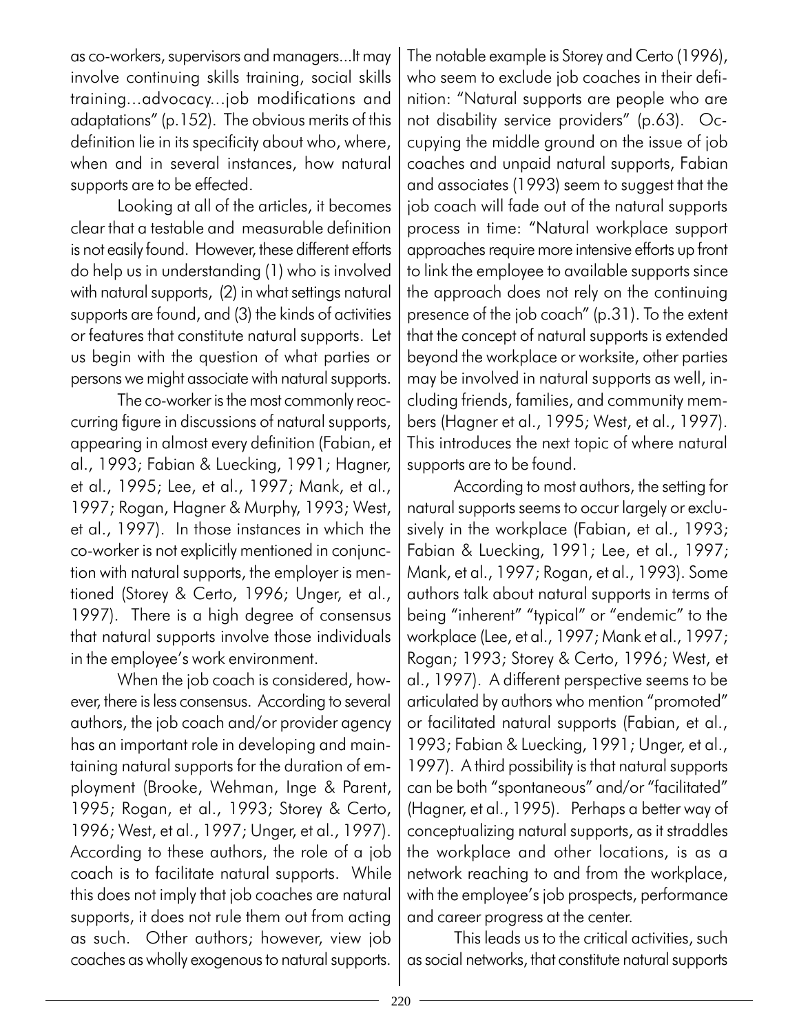as co-workers, supervisors and managers...It may involve continuing skills training, social skills training...advocacy...job modifications and adaptations" (p.152). The obvious merits of this definition lie in its specificity about who, where, when and in several instances, how natural supports are to be effected.

Looking at all of the articles, it becomes clear that a testable and measurable definition is not easily found. However, these different efforts do help us in understanding (1) who is involved with natural supports, (2) in what settings natural supports are found, and (3) the kinds of activities or features that constitute natural supports. Let us begin with the question of what parties or persons we might associate with natural supports.

The co-worker is the most commonly reoccurring figure in discussions of natural supports, appearing in almost every definition (Fabian, et al., 1993; Fabian & Luecking, 1991; Hagner, et al., 1995; Lee, et al., 1997; Mank, et al., 1997; Rogan, Hagner & Murphy, 1993; West, et al., 1997). In those instances in which the co-worker is not explicitly mentioned in conjunction with natural supports, the employer is mentioned (Storey & Certo, 1996; Unger, et al., 1997). There is a high degree of consensus that natural supports involve those individuals in the employee's work environment.

When the job coach is considered, however, there is less consensus. According to several authors, the job coach and/or provider agency has an important role in developing and maintaining natural supports for the duration of employment (Brooke, Wehman, Inge & Parent, 1995; Rogan, et al., 1993; Storey & Certo, 1996; West, et al., 1997; Unger, et al., 1997). According to these authors, the role of a job coach is to facilitate natural supports. While this does not imply that job coaches are natural supports, it does not rule them out from acting as such. Other authors; however, view job coaches as wholly exogenous to natural supports. The notable example is Storey and Certo (1996), who seem to exclude job coaches in their definition: "Natural supports are people who are not disability service providers" (p.63). Occupying the middle ground on the issue of job coaches and unpaid natural supports, Fabian and associates (1993) seem to suggest that the job coach will fade out of the natural supports process in time: "Natural workplace support approaches require more intensive efforts up front to link the employee to available supports since the approach does not rely on the continuing presence of the job coach" (p.31). To the extent that the concept of natural supports is extended beyond the workplace or worksite, other parties may be involved in natural supports as well, including friends, families, and community members (Hagner et al., 1995; West, et al., 1997). This introduces the next topic of where natural supports are to be found.

According to most authors, the setting for natural supports seems to occur largely or exclusively in the workplace (Fabian, et al., 1993; Fabian & Luecking, 1991; Lee, et al., 1997; Mank, et al., 1997; Rogan, et al., 1993). Some authors talk about natural supports in terms of being "inherent" "typical" or "endemic" to the workplace (Lee, et al., 1997; Mank et al., 1997; Rogan; 1993; Storey & Certo, 1996; West, et al., 1997). A different perspective seems to be articulated by authors who mention "promoted" or facilitated natural supports (Fabian, et al., 1993; Fabian & Luecking, 1991; Unger, et al., 1997). A third possibility is that natural supports can be both "spontaneous" and/or "facilitated" (Hagner, et al., 1995). Perhaps a better way of conceptualizing natural supports, as it straddles the workplace and other locations, is as a network reaching to and from the workplace, with the employee's job prospects, performance and career progress at the center.

This leads us to the critical activities, such as social networks, that constitute natural supports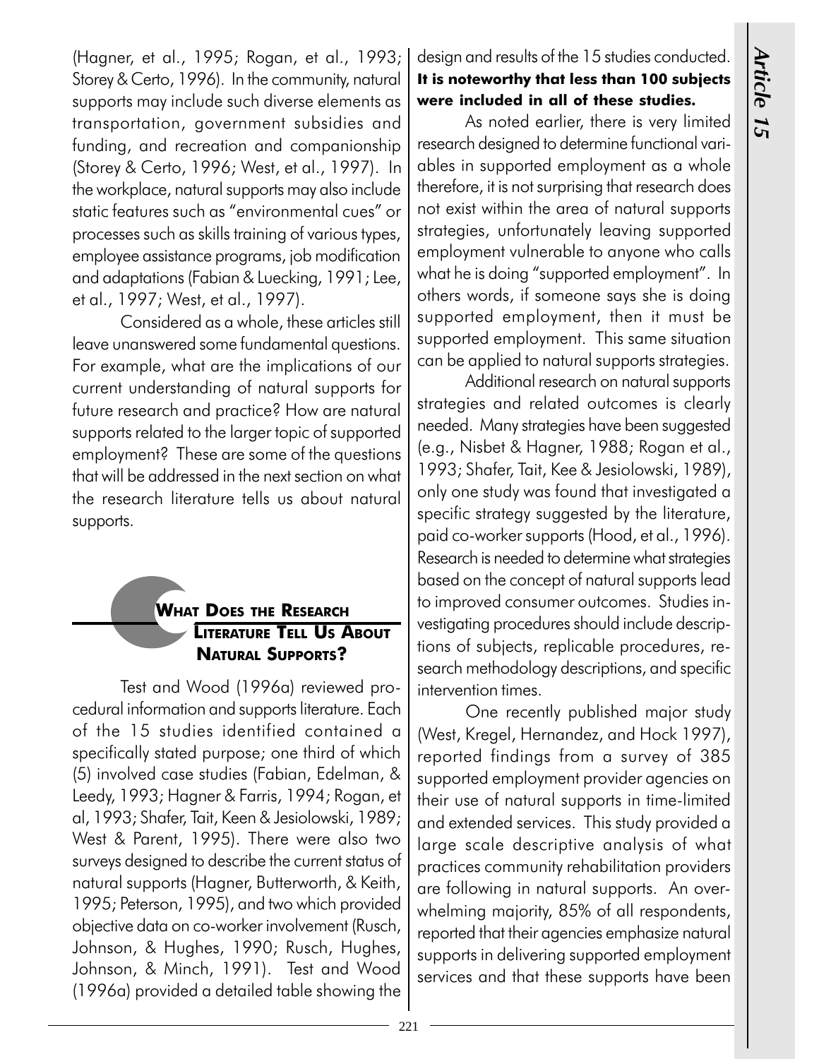(Hagner, et al., 1995; Rogan, et al., 1993; Storey & Certo, 1996). In the community, natural supports may include such diverse elements as transportation, government subsidies and funding, and recreation and companionship (Storey & Certo, 1996; West, et al., 1997). In the workplace, natural supports may also include static features such as "environmental cues" or processes such as skills training of various types, employee assistance programs, job modification and adaptations (Fabian & Luecking, 1991; Lee, et al., 1997; West, et al., 1997).

Considered as a whole, these articles still leave unanswered some fundamental questions. For example, what are the implications of our current understanding of natural supports for future research and practice? How are natural supports related to the larger topic of supported employment? These are some of the questions that will be addressed in the next section on what the research literature tells us about natural supports.

## What Does the Research Literature Tell Us About Natural Supports?

Test and Wood (1996a) reviewed procedural information and supports literature. Each of the 15 studies identified contained a specifically stated purpose; one third of which (5) involved case studies (Fabian, Edelman, & Leedy, 1993; Hagner & Farris, 1994; Rogan, et al, 1993; Shafer, Tait, Keen & Jesiolowski, 1989; West & Parent, 1995). There were also two surveys designed to describe the current status of natural supports (Hagner, Butterworth, & Keith, 1995; Peterson, 1995), and two which provided objective data on co-worker involvement (Rusch, Johnson, & Hughes, 1990; Rusch, Hughes, Johnson, & Minch, 1991). Test and Wood (1996a) provided a detailed table showing the design and results of the 15 studies conducted. **It is noteworthy that less than 100 subjects were included in all of these studies.**

As noted earlier, there is very limited research designed to determine functional variables in supported employment as a whole therefore, it is not surprising that research does not exist within the area of natural supports strategies, unfortunately leaving supported employment vulnerable to anyone who calls what he is doing "supported employment". In others words, if someone says she is doing supported employment, then it must be supported employment. This same situation can be applied to natural supports strategies.

Additional research on natural supports strategies and related outcomes is clearly needed. Many strategies have been suggested (e.g., Nisbet & Hagner, 1988; Rogan et al., 1993; Shafer, Tait, Kee & Jesiolowski, 1989), only one study was found that investigated a specific strategy suggested by the literature, paid co-worker supports (Hood, et al., 1996). Research is needed to determine what strategies based on the concept of natural supports lead to improved consumer outcomes. Studies investigating procedures should include descriptions of subjects, replicable procedures, research methodology descriptions, and specific intervention times.

One recently published major study (West, Kregel, Hernandez, and Hock 1997), reported findings from a survey of 385 supported employment provider agencies on their use of natural supports in time-limited and extended services. This study provided a large scale descriptive analysis of what practices community rehabilitation providers are following in natural supports. An overwhelming majority, 85% of all respondents, reported that their agencies emphasize natural supports in delivering supported employment services and that these supports have been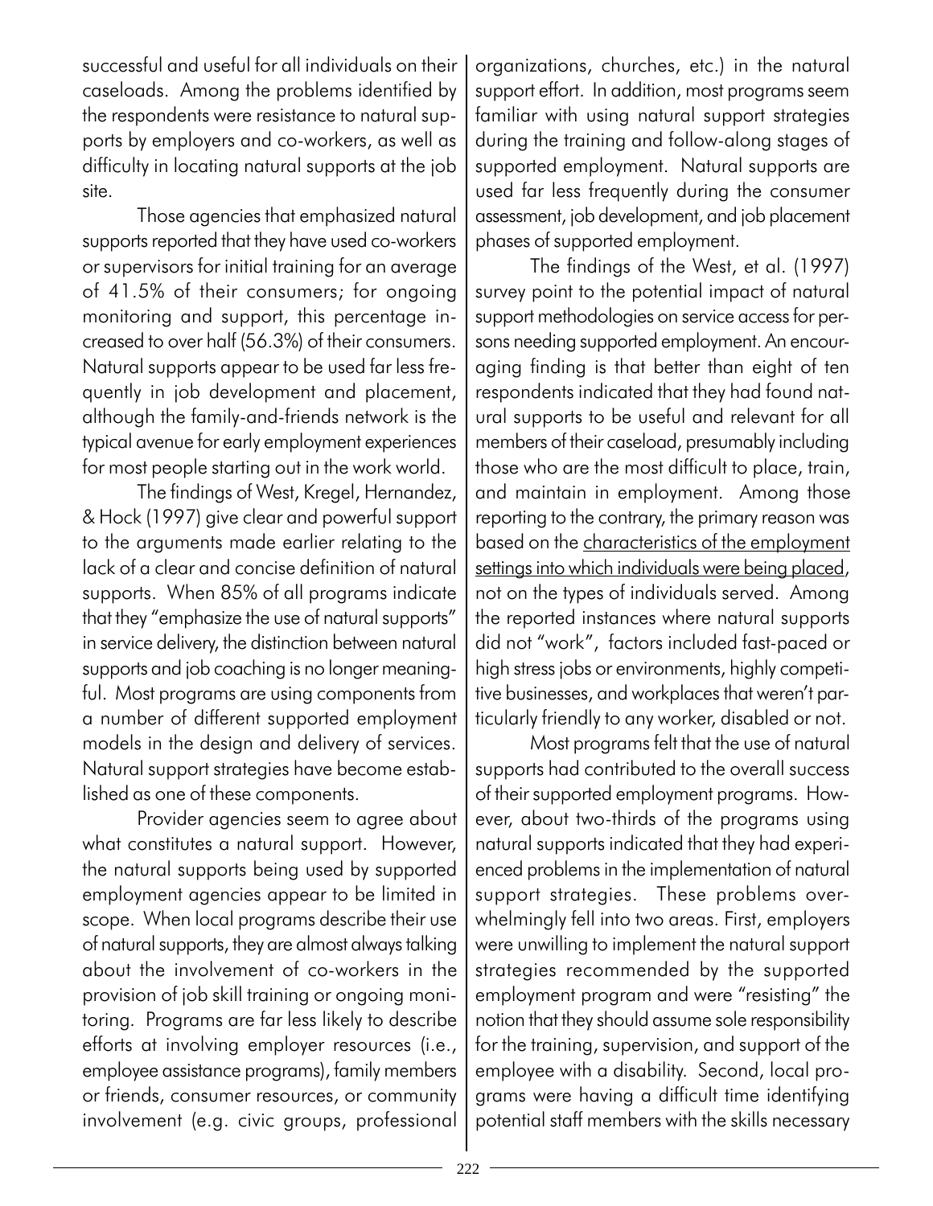successful and useful for all individuals on their caseloads. Among the problems identified by the respondents were resistance to natural supports by employers and co-workers, as well as difficulty in locating natural supports at the job site.

Those agencies that emphasized natural supports reported that they have used co-workers or supervisors for initial training for an average of 41.5% of their consumers; for ongoing monitoring and support, this percentage increased to over half (56.3%) of their consumers. Natural supports appear to be used far less frequently in job development and placement, although the family-and-friends network is the typical avenue for early employment experiences for most people starting out in the work world.

The findings of West, Kregel, Hernandez, & Hock (1997) give clear and powerful support to the arguments made earlier relating to the lack of a clear and concise definition of natural supports. When 85% of all programs indicate that they "emphasize the use of natural supports" in service delivery, the distinction between natural supports and job coaching is no longer meaningful. Most programs are using components from a number of different supported employment models in the design and delivery of services. Natural support strategies have become established as one of these components.

Provider agencies seem to agree about what constitutes a natural support. However, the natural supports being used by supported employment agencies appear to be limited in scope. When local programs describe their use of natural supports, they are almost always talking about the involvement of co-workers in the provision of job skill training or ongoing monitoring. Programs are far less likely to describe efforts at involving employer resources (i.e., employee assistance programs), family members or friends, consumer resources, or community involvement (e.g. civic groups, professional organizations, churches, etc.) in the natural support effort. In addition, most programs seem familiar with using natural support strategies during the training and follow-along stages of supported employment. Natural supports are used far less frequently during the consumer assessment, job development, and job placement phases of supported employment.

The findings of the West, et al. (1997) survey point to the potential impact of natural support methodologies on service access for persons needing supported employment. An encouraging finding is that better than eight of ten respondents indicated that they had found natural supports to be useful and relevant for all members of their caseload, presumably including those who are the most difficult to place, train, and maintain in employment. Among those reporting to the contrary, the primary reason was based on the <u>characteristics of the employment settings into which individuals were being placed</u>, not on the types of individuals served. Among the reported instances where natural supports did not "work", factors included fast-paced or high stress jobs or environments, highly competitive businesses, and workplaces that weren't particularly friendly to any worker, disabled or not.

Most programs felt that the use of natural supports had contributed to the overall success of their supported employment programs. However, about two-thirds of the programs using natural supports indicated that they had experienced problems in the implementation of natural support strategies. These problems overwhelmingly fell into two areas. First, employers were unwilling to implement the natural support strategies recommended by the supported employment program and were "resisting" the notion that they should assume sole responsibility for the training, supervision, and support of the employee with a disability. Second, local programs were having a difficult time identifying potential staff members with the skills necessary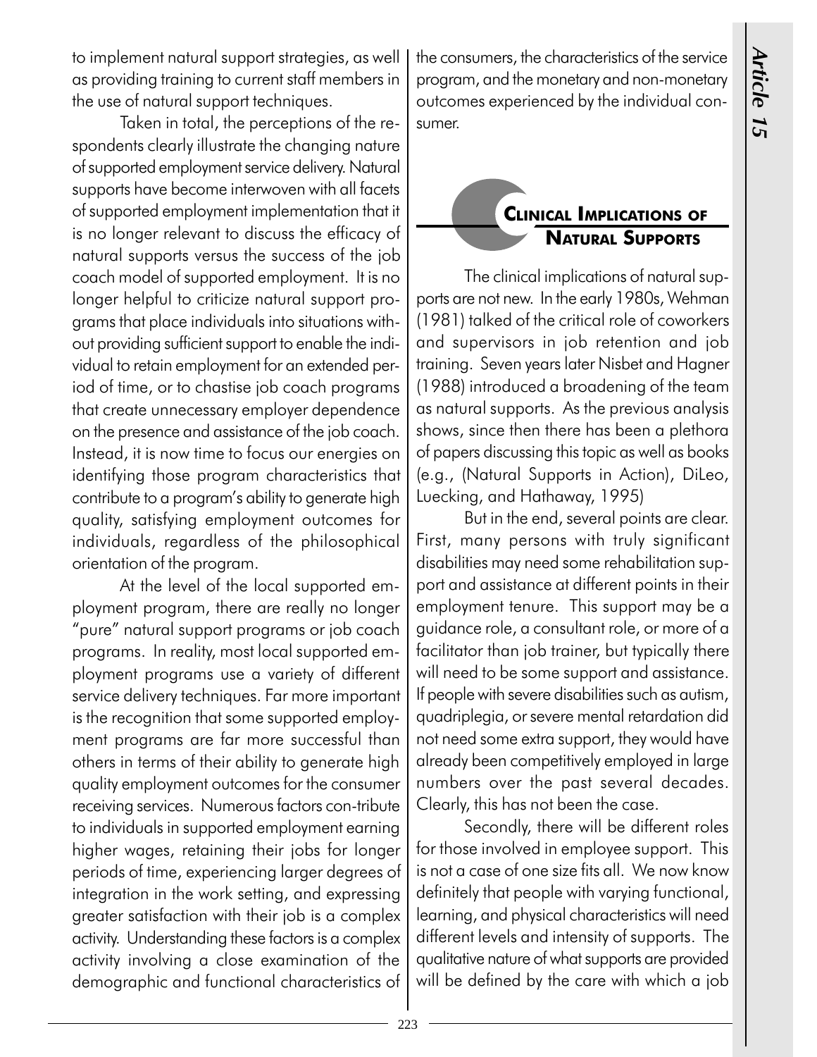to implement natural support strategies, as well as providing training to current staff members in the use of natural support techniques.

Taken in total, the perceptions of the respondents clearly illustrate the changing nature of supported employment service delivery. Natural supports have become interwoven with all facets of supported employment implementation that it is no longer relevant to discuss the efficacy of natural supports versus the success of the job coach model of supported employment. It is no longer helpful to criticize natural support programs that place individuals into situations without providing sufficient support to enable the individual to retain employment for an extended period of time, or to chastise job coach programs that create unnecessary employer dependence on the presence and assistance of the job coach. Instead, it is now time to focus our energies on identifying those program characteristics that contribute to a program's ability to generate high quality, satisfying employment outcomes for individuals, regardless of the philosophical orientation of the program.

At the level of the local supported employment program, there are really no longer "pure" natural support programs or job coach programs. In reality, most local supported employment programs use a variety of different service delivery techniques. Far more important is the recognition that some supported employment programs are far more successful than others in terms of their ability to generate high quality employment outcomes for the consumer receiving services. Numerous factors con-tribute to individuals in supported employment earning higher wages, retaining their jobs for longer periods of time, experiencing larger degrees of integration in the work setting, and expressing greater satisfaction with their job is a complex activity. Understanding these factors is a complex activity involving a close examination of the demographic and functional characteristics of the consumers, the characteristics of the service program, and the monetary and non-monetary outcomes experienced by the individual consumer.

## Clinical Implications of Natural Supports

The clinical implications of natural supports are not new. In the early 1980s, Wehman (1981) talked of the critical role of coworkers and supervisors in job retention and job training. Seven years later Nisbet and Hagner (1988) introduced a broadening of the team as natural supports. As the previous analysis shows, since then there has been a plethora of papers discussing this topic as well as books (e.g., (Natural Supports in Action), DiLeo, Luecking, and Hathaway, 1995)

But in the end, several points are clear. First, many persons with truly significant disabilities may need some rehabilitation support and assistance at different points in their employment tenure. This support may be a guidance role, a consultant role, or more of a facilitator than job trainer, but typically there will need to be some support and assistance. If people with severe disabilities such as autism, quadriplegia, or severe mental retardation did not need some extra support, they would have already been competitively employed in large numbers over the past several decades. Clearly, this has not been the case.

Secondly, there will be different roles for those involved in employee support. This is not a case of one size fits all. We now know definitely that people with varying functional, learning, and physical characteristics will need different levels and intensity of supports. The qualitative nature of what supports are provided will be defined by the care with which a job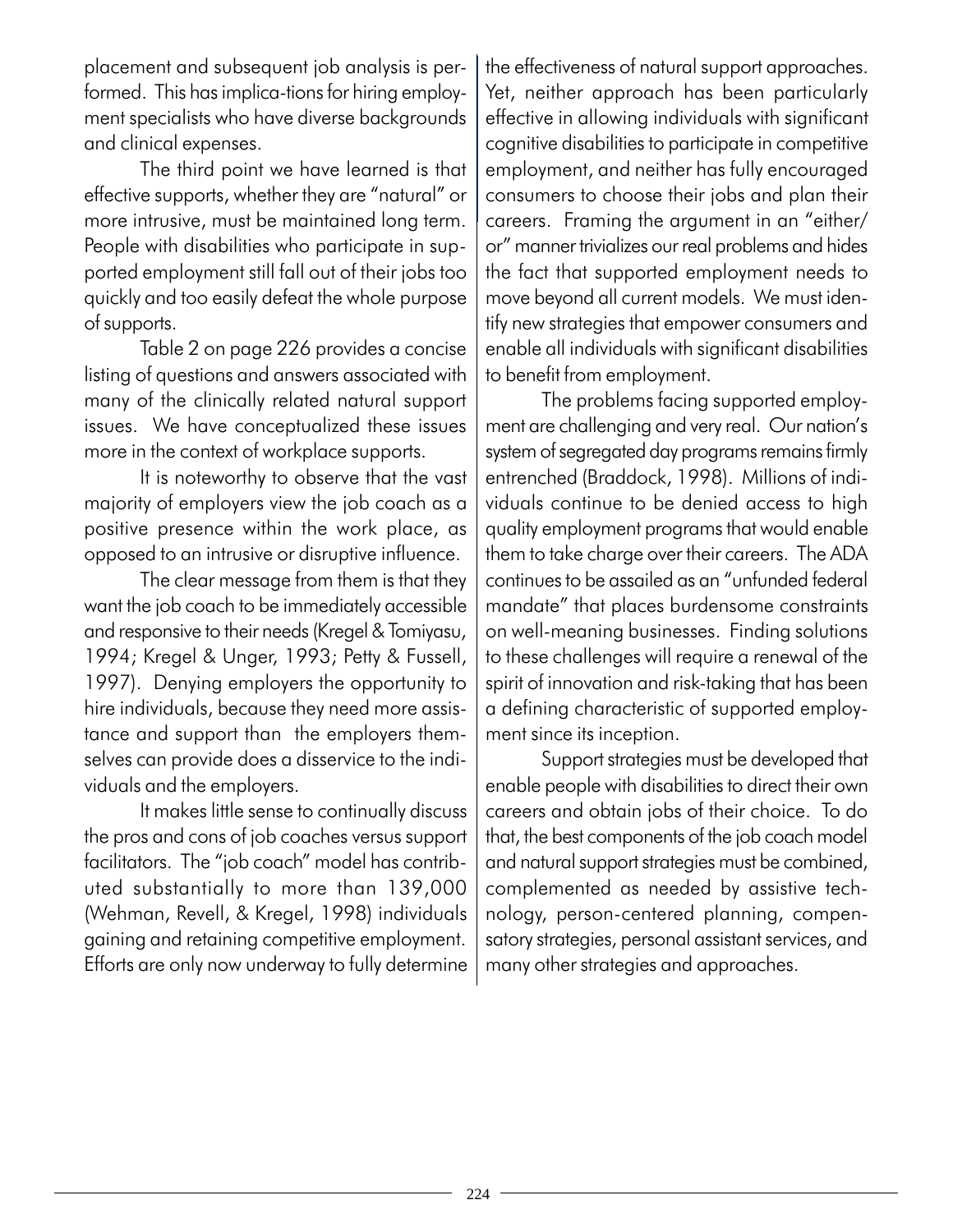placement and subsequent job analysis is performed. This has implica-tions for hiring employment specialists who have diverse backgrounds and clinical expenses.

The third point we have learned is that effective supports, whether they are "natural" or more intrusive, must be maintained long term. People with disabilities who participate in supported employment still fall out of their jobs too quickly and too easily defeat the whole purpose of supports.

Table 2 on page 226 provides a concise listing of questions and answers associated with many of the clinically related natural support issues. We have conceptualized these issues more in the context of workplace supports.

It is noteworthy to observe that the vast majority of employers view the job coach as a positive presence within the work place, as opposed to an intrusive or disruptive influence.

The clear message from them is that they want the job coach to be immediately accessible and responsive to their needs (Kregel & Tomiyasu, 1994; Kregel & Unger, 1993; Petty & Fussell, 1997). Denying employers the opportunity to hire individuals, because they need more assistance and support than the employers themselves can provide does a disservice to the individuals and the employers.

It makes little sense to continually discuss the pros and cons of job coaches versus support facilitators. The "job coach" model has contributed substantially to more than 139,000 (Wehman, Revell, & Kregel, 1998) individuals gaining and retaining competitive employment. Efforts are only now underway to fully determine the effectiveness of natural support approaches. Yet, neither approach has been particularly effective in allowing individuals with significant cognitive disabilities to participate in competitive employment, and neither has fully encouraged consumers to choose their jobs and plan their careers. Framing the argument in an "either/or" manner trivializes our real problems and hides the fact that supported employment needs to move beyond all current models. We must identify new strategies that empower consumers and enable all individuals with significant disabilities to benefit from employment.

The problems facing supported employment are challenging and very real. Our nation's system of segregated day programs remains firmly entrenched (Braddock, 1998). Millions of individuals continue to be denied access to high quality employment programs that would enable them to take charge over their careers. The ADA continues to be assailed as an "unfunded federal mandate" that places burdensome constraints on well-meaning businesses. Finding solutions to these challenges will require a renewal of the spirit of innovation and risk-taking that has been a defining characteristic of supported employment since its inception.

Support strategies must be developed that enable people with disabilities to direct their own careers and obtain jobs of their choice. To do that, the best components of the job coach model and natural support strategies must be combined, complemented as needed by assistive technology, person-centered planning, compensatory strategies, personal assistant services, and many other strategies and approaches.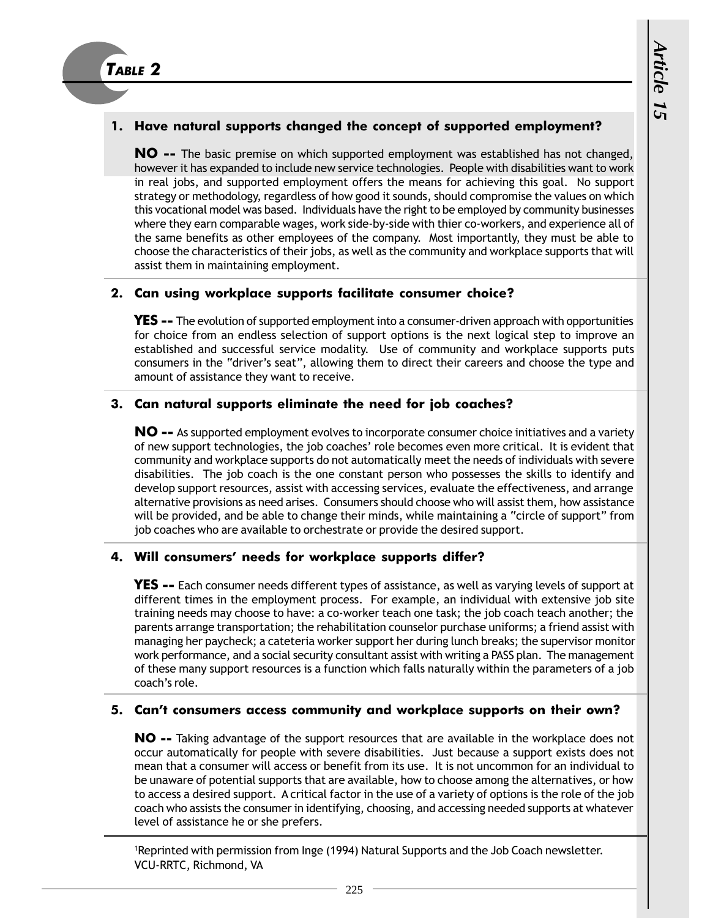## TABLE 2

### 1. Have natural supports changed the concept of supported employment?

**NO --** The basic premise on which supported employment was established has not changed, however it has expanded to include new service technologies. People with disabilities want to work in real jobs, and supported employment offers the means for achieving this goal. No support strategy or methodology, regardless of how good it sounds, should compromise the values on which this vocational model was based. Individuals have the right to be employed by community businesses where they earn comparable wages, work side-by-side with thier co-workers, and experience all of the same benefits as other employees of the company. Most importantly, they must be able to choose the characteristics of their jobs, as well as the community and workplace supports that will assist them in maintaining employment.

### 2. Can using workplace supports facilitate consumer choice?

**YES --** The evolution of supported employment into a consumer-driven approach with opportunities for choice from an endless selection of support options is the next logical step to improve an established and successful service modality. Use of community and workplace supports puts consumers in the "driver's seat", allowing them to direct their careers and choose the type and amount of assistance they want to receive.

### 3. Can natural supports eliminate the need for job coaches?

**NO --** As supported employment evolves to incorporate consumer choice initiatives and a variety of new support technologies, the job coaches' role becomes even more critical. It is evident that community and workplace supports do not automatically meet the needs of individuals with severe disabilities. The job coach is the one constant person who possesses the skills to identify and develop support resources, assist with accessing services, evaluate the effectiveness, and arrange alternative provisions as need arises. Consumers should choose who will assist them, how assistance will be provided, and be able to change their minds, while maintaining a "circle of support" from job coaches who are available to orchestrate or provide the desired support.

### 4. Will consumers' needs for workplace supports differ?

**YES --** Each consumer needs different types of assistance, as well as varying levels of support at different times in the employment process. For example, an individual with extensive job site training needs may choose to have: a co-worker teach one task; the job coach teach another; the parents arrange transportation; the rehabilitation counselor purchase uniforms; a friend assist with managing her paycheck; a cateteria worker support her during lunch breaks; the supervisor monitor work performance, and a social security consultant assist with writing a PASS plan. The management of these many support resources is a function which falls naturally within the parameters of a job coach's role.

### 5. Can't consumers access community and workplace supports on their own?

**NO --** Taking advantage of the support resources that are available in the workplace does not occur automatically for people with severe disabilities. Just because a support exists does not mean that a consumer will access or benefit from its use. It is not uncommon for an individual to be unaware of potential supports that are available, how to choose among the alternatives, or how to access a desired support. A critical factor in the use of a variety of options is the role of the job coach who assists the consumer in identifying, choosing, and accessing needed supports at whatever level of assistance he or she prefers.

[1]Reprinted with permission from Inge (1994) Natural Supports and the Job Coach newsletter. VCU-RRTC, Richmond, VA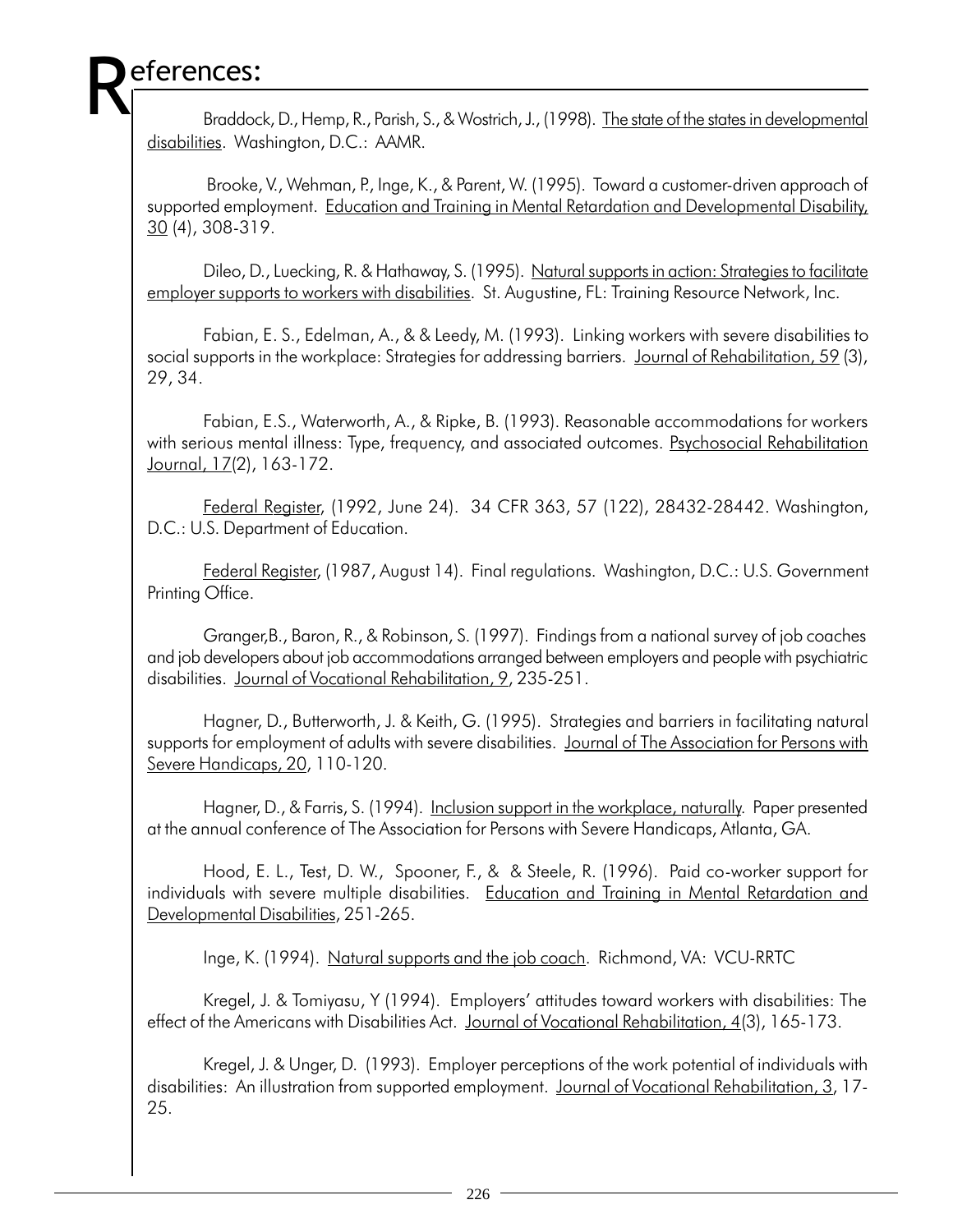# References:

Braddock, D., Hemp, R., Parish, S., & Wostrich, J., (1998). The state of the states in developmental disabilities. Washington, D.C.: AAMR.

Brooke, V., Wehman, P., Inge, K., & Parent, W. (1995). Toward a customer-driven approach of supported employment. Education and Training in Mental Retardation and Developmental Disability, 30 (4), 308-319.

Dileo, D., Luecking, R. & Hathaway, S. (1995). Natural supports in action: Strategies to facilitate employer supports to workers with disabilities. St. Augustine, FL: Training Resource Network, Inc.

Fabian, E. S., Edelman, A., & & Leedy, M. (1993). Linking workers with severe disabilities to social supports in the workplace: Strategies for addressing barriers. Journal of Rehabilitation, 59 (3), 29, 34.

Fabian, E.S., Waterworth, A., & Ripke, B. (1993). Reasonable accommodations for workers with serious mental illness: Type, frequency, and associated outcomes. Psychosocial Rehabilitation Journal, 17(2), 163-172.

Federal Register, (1992, June 24). 34 CFR 363, 57 (122), 28432-28442. Washington, D.C.: U.S. Department of Education.

Federal Register, (1987, August 14). Final regulations. Washington, D.C.: U.S. Government Printing Office.

Granger,B., Baron, R., & Robinson, S. (1997). Findings from a national survey of job coaches and job developers about job accommodations arranged between employers and people with psychiatric disabilities. Journal of Vocational Rehabilitation, 9, 235-251.

Hagner, D., Butterworth, J. & Keith, G. (1995). Strategies and barriers in facilitating natural supports for employment of adults with severe disabilities. Journal of The Association for Persons with Severe Handicaps, 20, 110-120.

Hagner, D., & Farris, S. (1994). Inclusion support in the workplace, naturally. Paper presented at the annual conference of The Association for Persons with Severe Handicaps, Atlanta, GA.

Hood, E. L., Test, D. W., Spooner, F., & & Steele, R. (1996). Paid co-worker support for individuals with severe multiple disabilities. Education and Training in Mental Retardation and Developmental Disabilities, 251-265.

Inge, K. (1994). Natural supports and the job coach. Richmond, VA: VCU-RRTC

Kregel, J. & Tomiyasu, Y (1994). Employers' attitudes toward workers with disabilities: The effect of the Americans with Disabilities Act. Journal of Vocational Rehabilitation, 4(3), 165-173.

Kregel, J. & Unger, D. (1993). Employer perceptions of the work potential of individuals with disabilities: An illustration from supported employment. Journal of Vocational Rehabilitation, 3, 17-25.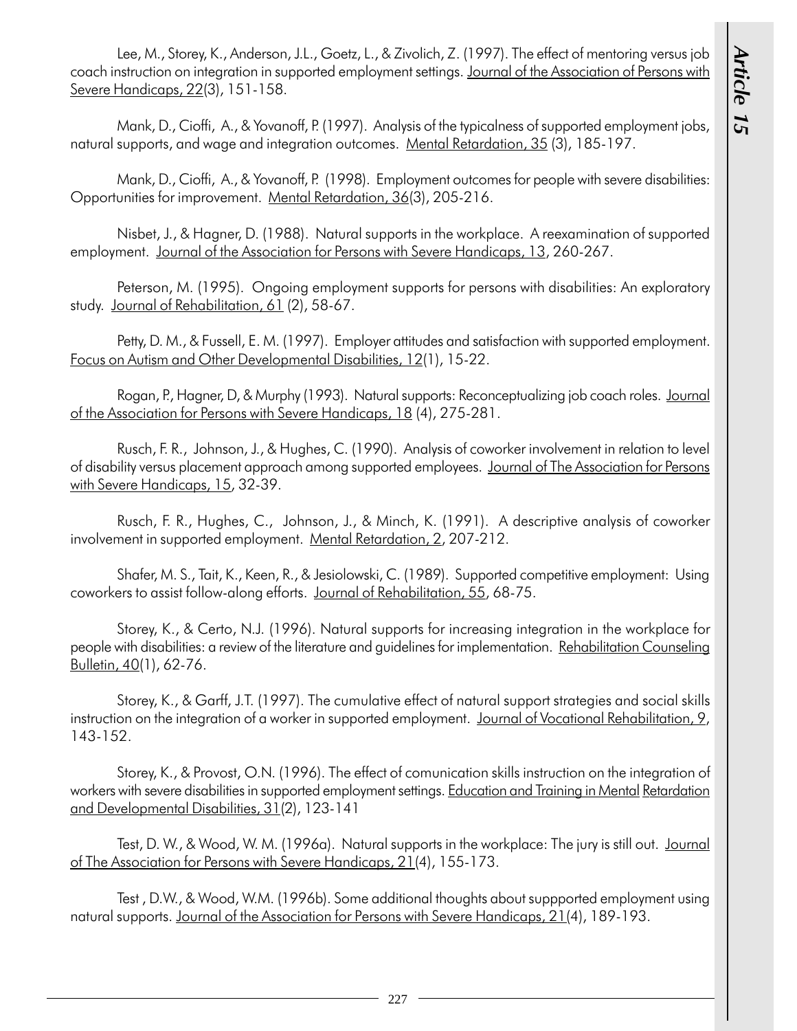Lee, M., Storey, K., Anderson, J.L., Goetz, L., & Zivolich, Z. (1997). The effect of mentoring versus job coach instruction on integration in supported employment settings. Journal of the Association of Persons with Severe Handicaps, 22(3), 151-158.

Mank, D., Cioffi, A., & Yovanoff, P. (1997). Analysis of the typicalness of supported employment jobs, natural supports, and wage and integration outcomes. Mental Retardation, 35 (3), 185-197.

Mank, D., Cioffi, A., & Yovanoff, P. (1998). Employment outcomes for people with severe disabilities: Opportunities for improvement. Mental Retardation, 36(3), 205-216.

Nisbet, J., & Hagner, D. (1988). Natural supports in the workplace. A reexamination of supported employment. Journal of the Association for Persons with Severe Handicaps, 13, 260-267.

Peterson, M. (1995). Ongoing employment supports for persons with disabilities: An exploratory study. Journal of Rehabilitation, 61 (2), 58-67.

Petty, D. M., & Fussell, E. M. (1997). Employer attitudes and satisfaction with supported employment. Focus on Autism and Other Developmental Disabilities, 12(1), 15-22.

Rogan, P., Hagner, D, & Murphy (1993). Natural supports: Reconceptualizing job coach roles. Journal of the Association for Persons with Severe Handicaps, 18 (4), 275-281.

Rusch, F. R., Johnson, J., & Hughes, C. (1990). Analysis of coworker involvement in relation to level of disability versus placement approach among supported employees. Journal of The Association for Persons with Severe Handicaps, 15, 32-39.

Rusch, F. R., Hughes, C., Johnson, J., & Minch, K. (1991). A descriptive analysis of coworker involvement in supported employment. Mental Retardation, 2, 207-212.

Shafer, M. S., Tait, K., Keen, R., & Jesiolowski, C. (1989). Supported competitive employment: Using coworkers to assist follow-along efforts. Journal of Rehabilitation, 55, 68-75.

Storey, K., & Certo, N.J. (1996). Natural supports for increasing integration in the workplace for people with disabilities: a review of the literature and guidelines for implementation. Rehabilitation Counseling Bulletin, 40(1), 62-76.

Storey, K., & Garff, J.T. (1997). The cumulative effect of natural support strategies and social skills instruction on the integration of a worker in supported employment. Journal of Vocational Rehabilitation, 9, 143-152.

Storey, K., & Provost, O.N. (1996). The effect of comunication skills instruction on the integration of workers with severe disabilities in supported employment settings. Education and Training in Mental Retardation and Developmental Disabilities, 31(2), 123-141

Test, D. W., & Wood, W. M. (1996a). Natural supports in the workplace: The jury is still out. Journal of The Association for Persons with Severe Handicaps, 21(4), 155-173.

Test , D.W., & Wood, W.M. (1996b). Some additional thoughts about suppported employment using natural supports. Journal of the Association for Persons with Severe Handicaps, 21(4), 189-193.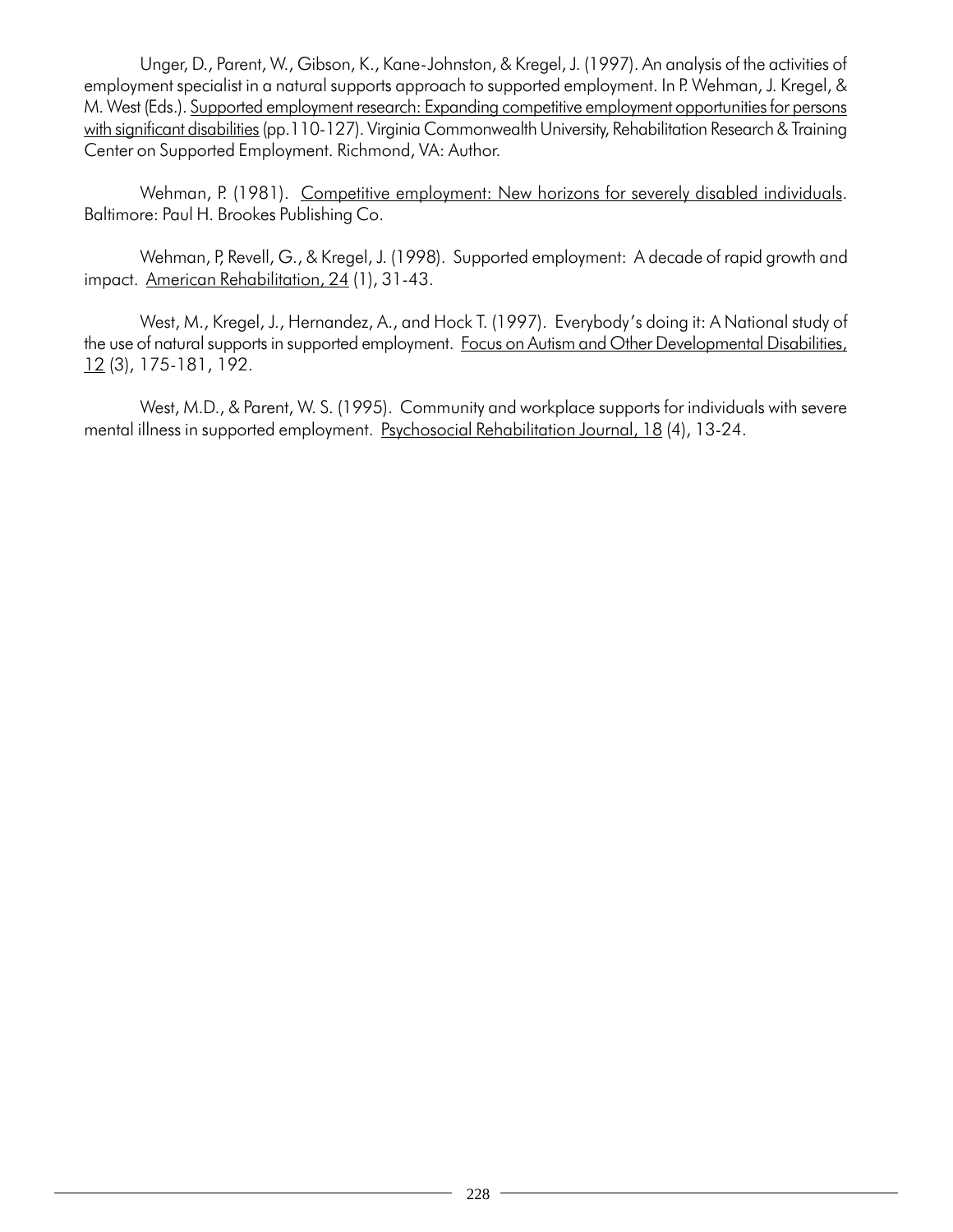Unger, D., Parent, W., Gibson, K., Kane-Johnston, & Kregel, J. (1997). An analysis of the activities of employment specialist in a natural supports approach to supported employment. In P. Wehman, J. Kregel, & M. West (Eds.). Supported employment research: Expanding competitive employment opportunities for persons with significant disabilities (pp.110-127). Virginia Commonwealth University, Rehabilitation Research & Training Center on Supported Employment. Richmond, VA: Author.

Wehman, P. (1981). Competitive employment: New horizons for severely disabled individuals. Baltimore: Paul H. Brookes Publishing Co.

Wehman, P, Revell, G., & Kregel, J. (1998). Supported employment: A decade of rapid growth and impact. American Rehabilitation, 24 (1), 31-43.

West, M., Kregel, J., Hernandez, A., and Hock T. (1997). Everybody's doing it: A National study of the use of natural supports in supported employment. Focus on Autism and Other Developmental Disabilities, 12 (3), 175-181, 192.

West, M.D., & Parent, W. S. (1995). Community and workplace supports for individuals with severe mental illness in supported employment. Psychosocial Rehabilitation Journal, 18 (4), 13-24.